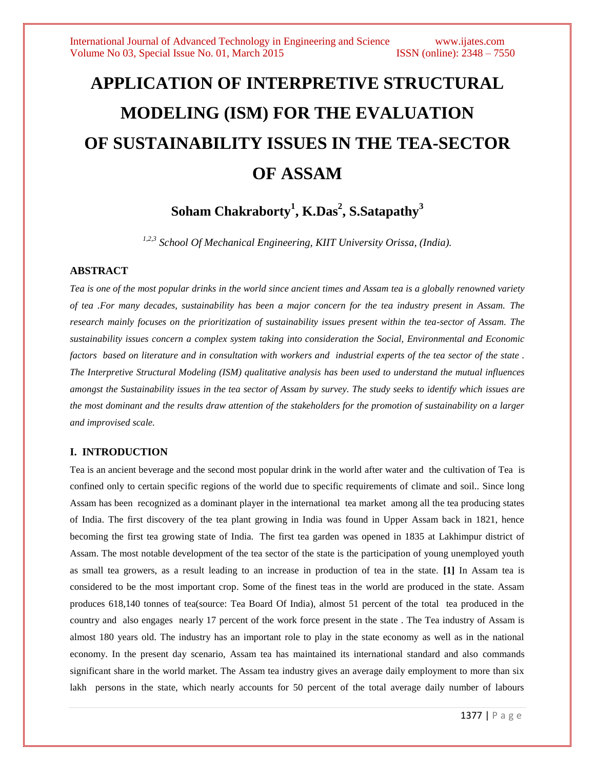# APPLICATION OF INTERPRETIVE STRUCTURAL MODELING (ISM) FOR THE EVALUATION OF SUSTAINABILITY ISSUES IN THE TEA-SECTOR OF ASSAM

**Soham Chakraborty[1], K.Das[2], S.Satapathy[3]**

*[1,2,3] School Of Mechanical Engineering, KIIT University Orissa, (India).*

## ABSTRACT

*Tea is one of the most popular drinks in the world since ancient times and Assam tea is a globally renowned variety of tea .For many decades, sustainability has been a major concern for the tea industry present in Assam. The research mainly focuses on the prioritization of sustainability issues present within the tea-sector of Assam. The sustainability issues concern a complex system taking into consideration the Social, Environmental and Economic factors based on literature and in consultation with workers and industrial experts of the tea sector of the state . The Interpretive Structural Modeling (ISM) qualitative analysis has been used to understand the mutual influences amongst the Sustainability issues in the tea sector of Assam by survey. The study seeks to identify which issues are the most dominant and the results draw attention of the stakeholders for the promotion of sustainability on a larger and improvised scale.*

## I. INTRODUCTION

Tea is an ancient beverage and the second most popular drink in the world after water and the cultivation of Tea is confined only to certain specific regions of the world due to specific requirements of climate and soil.. Since long Assam has been recognized as a dominant player in the international tea market among all the tea producing states of India. The first discovery of the tea plant growing in India was found in Upper Assam back in 1821, hence becoming the first tea growing state of India. The first tea garden was opened in 1835 at Lakhimpur district of Assam. The most notable development of the tea sector of the state is the participation of young unemployed youth as small tea growers, as a result leading to an increase in production of tea in the state. **[1]** In Assam tea is considered to be the most important crop. Some of the finest teas in the world are produced in the state. Assam produces 618,140 tonnes of tea(source: Tea Board Of India), almost 51 percent of the total tea produced in the country and also engages nearly 17 percent of the work force present in the state . The Tea industry of Assam is almost 180 years old. The industry has an important role to play in the state economy as well as in the national economy. In the present day scenario, Assam tea has maintained its international standard and also commands significant share in the world market. The Assam tea industry gives an average daily employment to more than six lakh persons in the state, which nearly accounts for 50 percent of the total average daily number of labours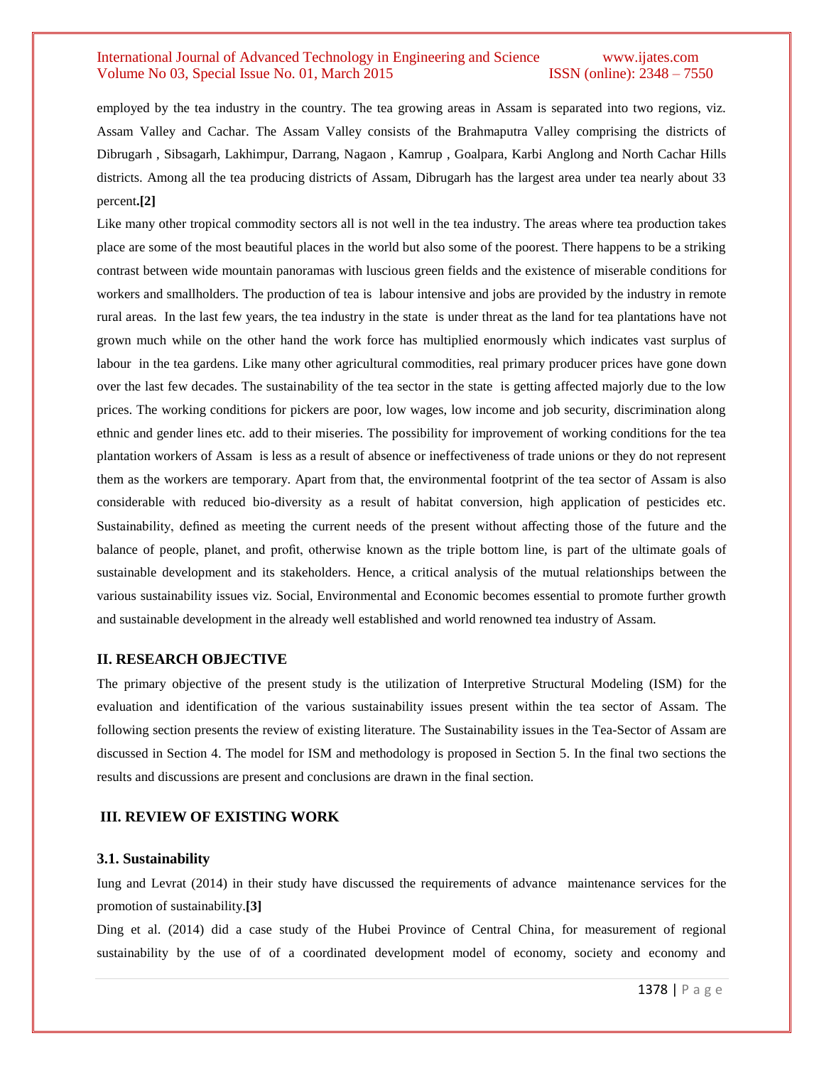employed by the tea industry in the country. The tea growing areas in Assam is separated into two regions, viz. Assam Valley and Cachar. The Assam Valley consists of the Brahmaputra Valley comprising the districts of Dibrugarh , Sibsagarh, Lakhimpur, Darrang, Nagaon , Kamrup , Goalpara, Karbi Anglong and North Cachar Hills districts. Among all the tea producing districts of Assam, Dibrugarh has the largest area under tea nearly about 33 percent**.[2]**

Like many other tropical commodity sectors all is not well in the tea industry. The areas where tea production takes place are some of the most beautiful places in the world but also some of the poorest. There happens to be a striking contrast between wide mountain panoramas with luscious green fields and the existence of miserable conditions for workers and smallholders. The production of tea is labour intensive and jobs are provided by the industry in remote rural areas. In the last few years, the tea industry in the state is under threat as the land for tea plantations have not grown much while on the other hand the work force has multiplied enormously which indicates vast surplus of labour in the tea gardens. Like many other agricultural commodities, real primary producer prices have gone down over the last few decades. The sustainability of the tea sector in the state is getting affected majorly due to the low prices. The working conditions for pickers are poor, low wages, low income and job security, discrimination along ethnic and gender lines etc. add to their miseries. The possibility for improvement of working conditions for the tea plantation workers of Assam is less as a result of absence or ineffectiveness of trade unions or they do not represent them as the workers are temporary. Apart from that, the environmental footprint of the tea sector of Assam is also considerable with reduced bio-diversity as a result of habitat conversion, high application of pesticides etc. Sustainability, defined as meeting the current needs of the present without affecting those of the future and the balance of people, planet, and profit, otherwise known as the triple bottom line, is part of the ultimate goals of sustainable development and its stakeholders. Hence, a critical analysis of the mutual relationships between the various sustainability issues viz. Social, Environmental and Economic becomes essential to promote further growth and sustainable development in the already well established and world renowned tea industry of Assam.

## II. RESEARCH OBJECTIVE

The primary objective of the present study is the utilization of Interpretive Structural Modeling (ISM) for the evaluation and identification of the various sustainability issues present within the tea sector of Assam. The following section presents the review of existing literature. The Sustainability issues in the Tea-Sector of Assam are discussed in Section 4. The model for ISM and methodology is proposed in Section 5. In the final two sections the results and discussions are present and conclusions are drawn in the final section.

## III. REVIEW OF EXISTING WORK

### 3.1. Sustainability

Iung and Levrat (2014) in their study have discussed the requirements of advance maintenance services for the promotion of sustainability.**[3]**

Ding et al. (2014) did a case study of the Hubei Province of Central China, for measurement of regional sustainability by the use of of a coordinated development model of economy, society and economy and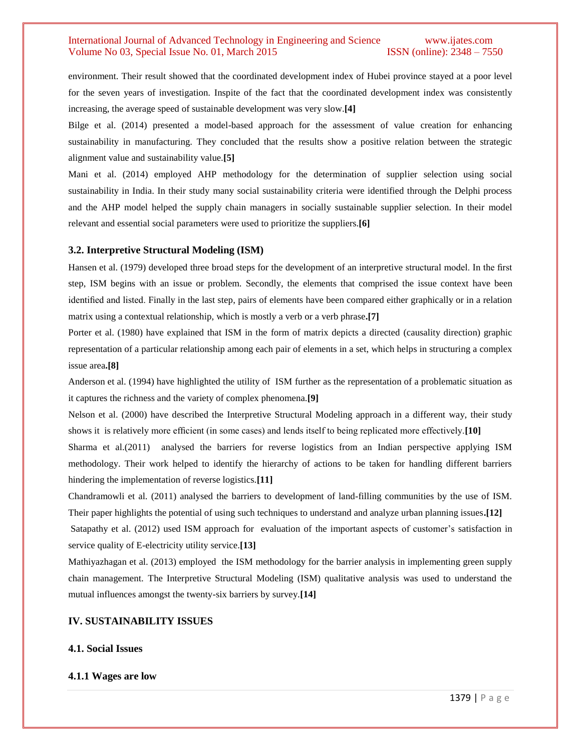environment. Their result showed that the coordinated development index of Hubei province stayed at a poor level for the seven years of investigation. Inspite of the fact that the coordinated development index was consistently increasing, the average speed of sustainable development was very slow.**[4]**

Bilge et al. (2014) presented a model-based approach for the assessment of value creation for enhancing sustainability in manufacturing. They concluded that the results show a positive relation between the strategic alignment value and sustainability value.**[5]**

Mani et al. (2014) employed AHP methodology for the determination of supplier selection using social sustainability in India. In their study many social sustainability criteria were identified through the Delphi process and the AHP model helped the supply chain managers in socially sustainable supplier selection. In their model relevant and essential social parameters were used to prioritize the suppliers.**[6]**

### 3.2. Interpretive Structural Modeling (ISM)

Hansen et al. (1979) developed three broad steps for the development of an interpretive structural model. In the first step, ISM begins with an issue or problem. Secondly, the elements that comprised the issue context have been identified and listed. Finally in the last step, pairs of elements have been compared either graphically or in a relation matrix using a contextual relationship, which is mostly a verb or a verb phrase**.[7]**

Porter et al. (1980) have explained that ISM in the form of matrix depicts a directed (causality direction) graphic representation of a particular relationship among each pair of elements in a set, which helps in structuring a complex issue area**.[8]**

Anderson et al. (1994) have highlighted the utility of ISM further as the representation of a problematic situation as it captures the richness and the variety of complex phenomena.**[9]**

Nelson et al. (2000) have described the Interpretive Structural Modeling approach in a different way, their study shows it is relatively more efficient (in some cases) and lends itself to being replicated more effectively.**[10]**

Sharma et al.(2011) analysed the barriers for reverse logistics from an Indian perspective applying ISM methodology. Their work helped to identify the hierarchy of actions to be taken for handling different barriers hindering the implementation of reverse logistics.**[11]**

Chandramowli et al. (2011) analysed the barriers to development of land-filling communities by the use of ISM. Their paper highlights the potential of using such techniques to understand and analyze urban planning issues**.[12]**

Satapathy et al. (2012) used ISM approach for evaluation of the important aspects of customer's satisfaction in service quality of E-electricity utility service.**[13]**

Mathiyazhagan et al. (2013) employed the ISM methodology for the barrier analysis in implementing green supply chain management. The Interpretive Structural Modeling (ISM) qualitative analysis was used to understand the mutual influences amongst the twenty-six barriers by survey.**[14]**

## IV. SUSTAINABILITY ISSUES

### 4.1. Social Issues

#### 4.1.1 Wages are low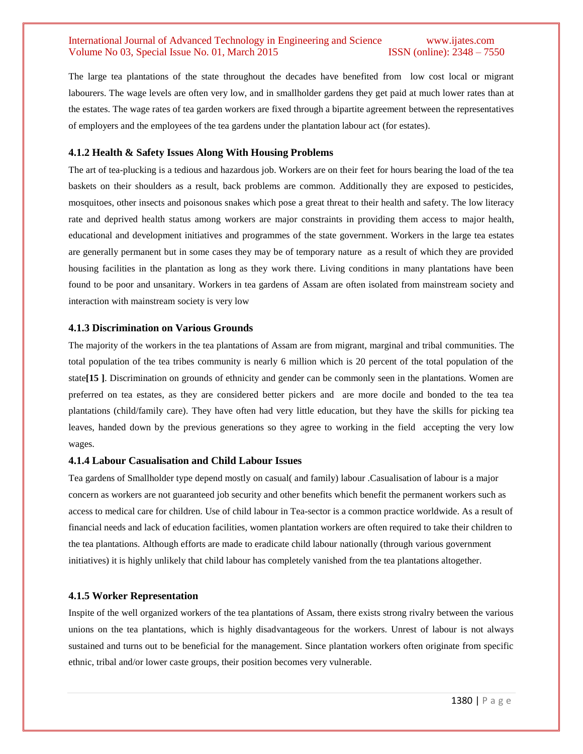The large tea plantations of the state throughout the decades have benefited from low cost local or migrant labourers. The wage levels are often very low, and in smallholder gardens they get paid at much lower rates than at the estates. The wage rates of tea garden workers are fixed through a bipartite agreement between the representatives of employers and the employees of the tea gardens under the plantation labour act (for estates).

### 4.1.2 Health & Safety Issues Along With Housing Problems

The art of tea-plucking is a tedious and hazardous job. Workers are on their feet for hours bearing the load of the tea baskets on their shoulders as a result, back problems are common. Additionally they are exposed to pesticides, mosquitoes, other insects and poisonous snakes which pose a great threat to their health and safety. The low literacy rate and deprived health status among workers are major constraints in providing them access to major health, educational and development initiatives and programmes of the state government. Workers in the large tea estates are generally permanent but in some cases they may be of temporary nature as a result of which they are provided housing facilities in the plantation as long as they work there. Living conditions in many plantations have been found to be poor and unsanitary. Workers in tea gardens of Assam are often isolated from mainstream society and interaction with mainstream society is very low

### 4.1.3 Discrimination on Various Grounds

The majority of the workers in the tea plantations of Assam are from migrant, marginal and tribal communities. The total population of the tea tribes community is nearly 6 million which is 20 percent of the total population of the state**[15 ]**. Discrimination on grounds of ethnicity and gender can be commonly seen in the plantations. Women are preferred on tea estates, as they are considered better pickers and are more docile and bonded to the tea tea plantations (child/family care). They have often had very little education, but they have the skills for picking tea leaves, handed down by the previous generations so they agree to working in the field accepting the very low wages.

### 4.1.4 Labour Casualisation and Child Labour Issues

Tea gardens of Smallholder type depend mostly on casual( and family) labour .Casualisation of labour is a major concern as workers are not guaranteed job security and other benefits which benefit the permanent workers such as access to medical care for children. Use of child labour in Tea-sector is a common practice worldwide. As a result of financial needs and lack of education facilities, women plantation workers are often required to take their children to the tea plantations. Although efforts are made to eradicate child labour nationally (through various government initiatives) it is highly unlikely that child labour has completely vanished from the tea plantations altogether.

### 4.1.5 Worker Representation

Inspite of the well organized workers of the tea plantations of Assam, there exists strong rivalry between the various unions on the tea plantations, which is highly disadvantageous for the workers. Unrest of labour is not always sustained and turns out to be beneficial for the management. Since plantation workers often originate from specific ethnic, tribal and/or lower caste groups, their position becomes very vulnerable.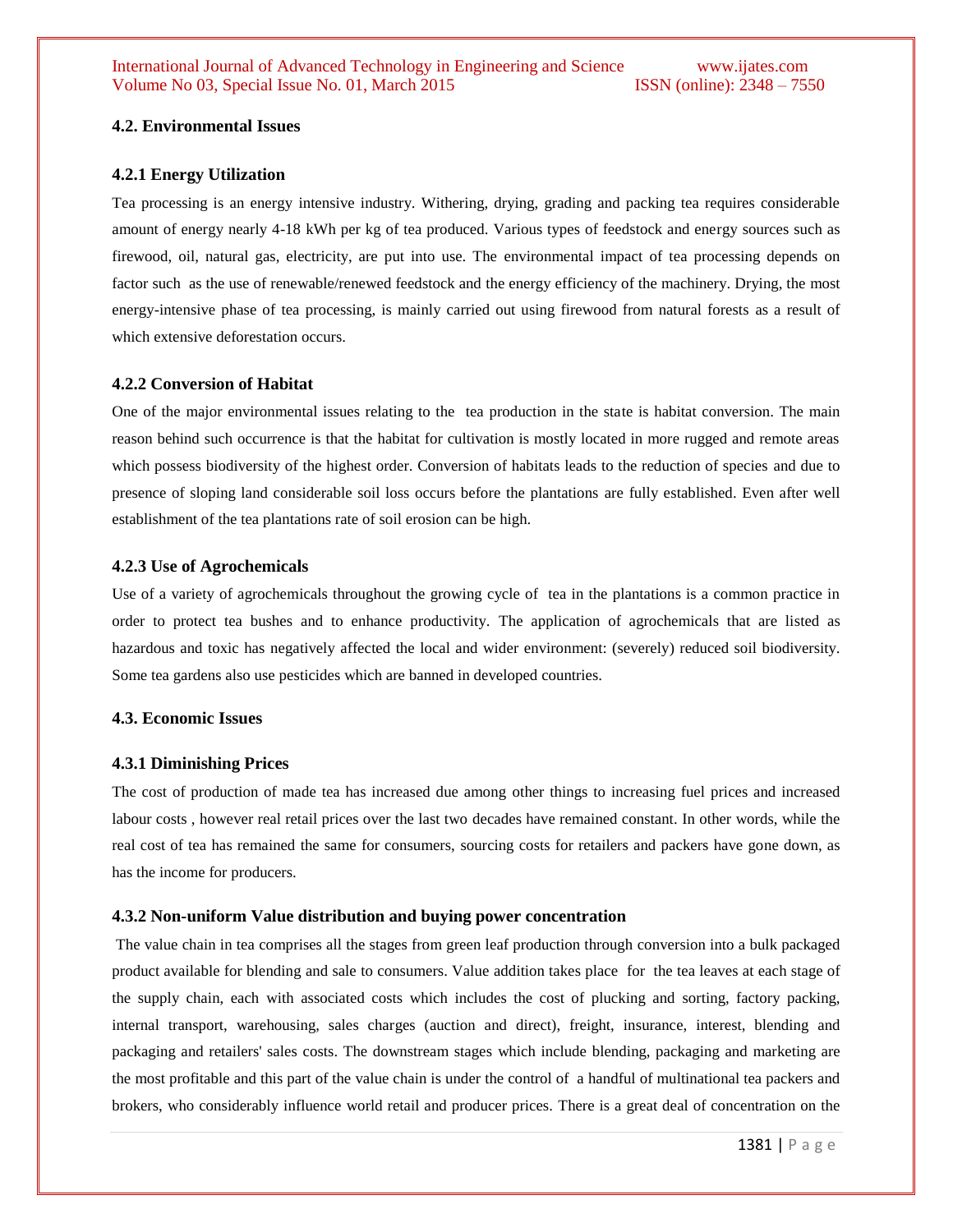### 4.2. Environmental Issues

#### 4.2.1 Energy Utilization

Tea processing is an energy intensive industry. Withering, drying, grading and packing tea requires considerable amount of energy nearly 4-18 kWh per kg of tea produced. Various types of feedstock and energy sources such as firewood, oil, natural gas, electricity, are put into use. The environmental impact of tea processing depends on factor such as the use of renewable/renewed feedstock and the energy efficiency of the machinery. Drying, the most energy-intensive phase of tea processing, is mainly carried out using firewood from natural forests as a result of which extensive deforestation occurs.

#### 4.2.2 Conversion of Habitat

One of the major environmental issues relating to the tea production in the state is habitat conversion. The main reason behind such occurrence is that the habitat for cultivation is mostly located in more rugged and remote areas which possess biodiversity of the highest order. Conversion of habitats leads to the reduction of species and due to presence of sloping land considerable soil loss occurs before the plantations are fully established. Even after well establishment of the tea plantations rate of soil erosion can be high.

#### 4.2.3 Use of Agrochemicals

Use of a variety of agrochemicals throughout the growing cycle of tea in the plantations is a common practice in order to protect tea bushes and to enhance productivity. The application of agrochemicals that are listed as hazardous and toxic has negatively affected the local and wider environment: (severely) reduced soil biodiversity. Some tea gardens also use pesticides which are banned in developed countries.

### 4.3. Economic Issues

#### 4.3.1 Diminishing Prices

The cost of production of made tea has increased due among other things to increasing fuel prices and increased labour costs , however real retail prices over the last two decades have remained constant. In other words, while the real cost of tea has remained the same for consumers, sourcing costs for retailers and packers have gone down, as has the income for producers.

#### 4.3.2 Non-uniform Value distribution and buying power concentration

The value chain in tea comprises all the stages from green leaf production through conversion into a bulk packaged product available for blending and sale to consumers. Value addition takes place for the tea leaves at each stage of the supply chain, each with associated costs which includes the cost of plucking and sorting, factory packing, internal transport, warehousing, sales charges (auction and direct), freight, insurance, interest, blending and packaging and retailers' sales costs. The downstream stages which include blending, packaging and marketing are the most profitable and this part of the value chain is under the control of a handful of multinational tea packers and brokers, who considerably influence world retail and producer prices. There is a great deal of concentration on the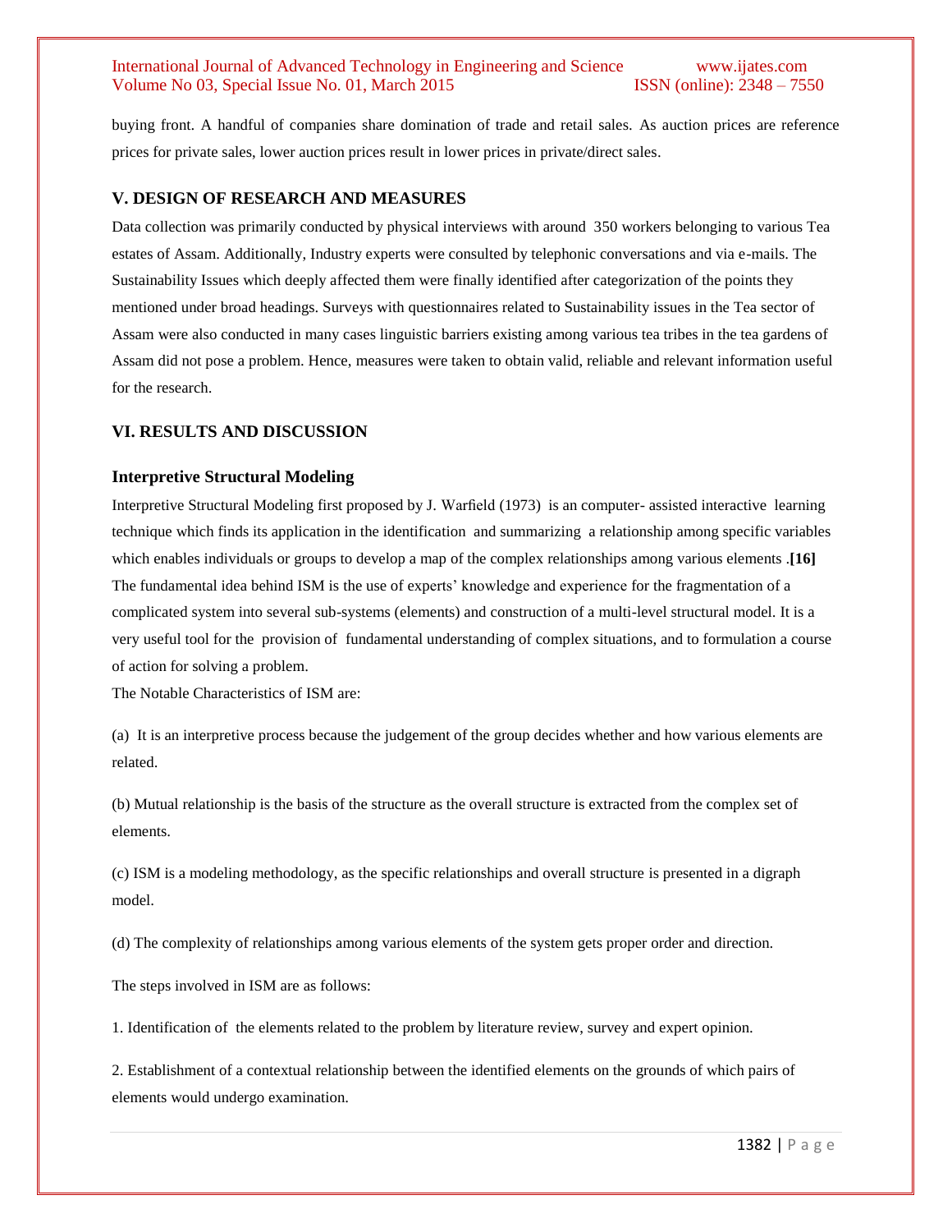buying front. A handful of companies share domination of trade and retail sales. As auction prices are reference prices for private sales, lower auction prices result in lower prices in private/direct sales.

## V. DESIGN OF RESEARCH AND MEASURES

Data collection was primarily conducted by physical interviews with around 350 workers belonging to various Tea estates of Assam. Additionally, Industry experts were consulted by telephonic conversations and via e-mails. The Sustainability Issues which deeply affected them were finally identified after categorization of the points they mentioned under broad headings. Surveys with questionnaires related to Sustainability issues in the Tea sector of Assam were also conducted in many cases linguistic barriers existing among various tea tribes in the tea gardens of Assam did not pose a problem. Hence, measures were taken to obtain valid, reliable and relevant information useful for the research.

## VI. RESULTS AND DISCUSSION

### Interpretive Structural Modeling

Interpretive Structural Modeling first proposed by J. Warfield (1973) is an computer- assisted interactive learning technique which finds its application in the identification and summarizing a relationship among specific variables which enables individuals or groups to develop a map of the complex relationships among various elements .**[16]** The fundamental idea behind ISM is the use of experts' knowledge and experience for the fragmentation of a complicated system into several sub-systems (elements) and construction of a multi-level structural model. It is a very useful tool for the provision of fundamental understanding of complex situations, and to formulation a course of action for solving a problem.

The Notable Characteristics of ISM are:

(a) It is an interpretive process because the judgement of the group decides whether and how various elements are related.

(b) Mutual relationship is the basis of the structure as the overall structure is extracted from the complex set of elements.

(c) ISM is a modeling methodology, as the specific relationships and overall structure is presented in a digraph model.

(d) The complexity of relationships among various elements of the system gets proper order and direction.

The steps involved in ISM are as follows:

1. Identification of the elements related to the problem by literature review, survey and expert opinion.

2. Establishment of a contextual relationship between the identified elements on the grounds of which pairs of elements would undergo examination.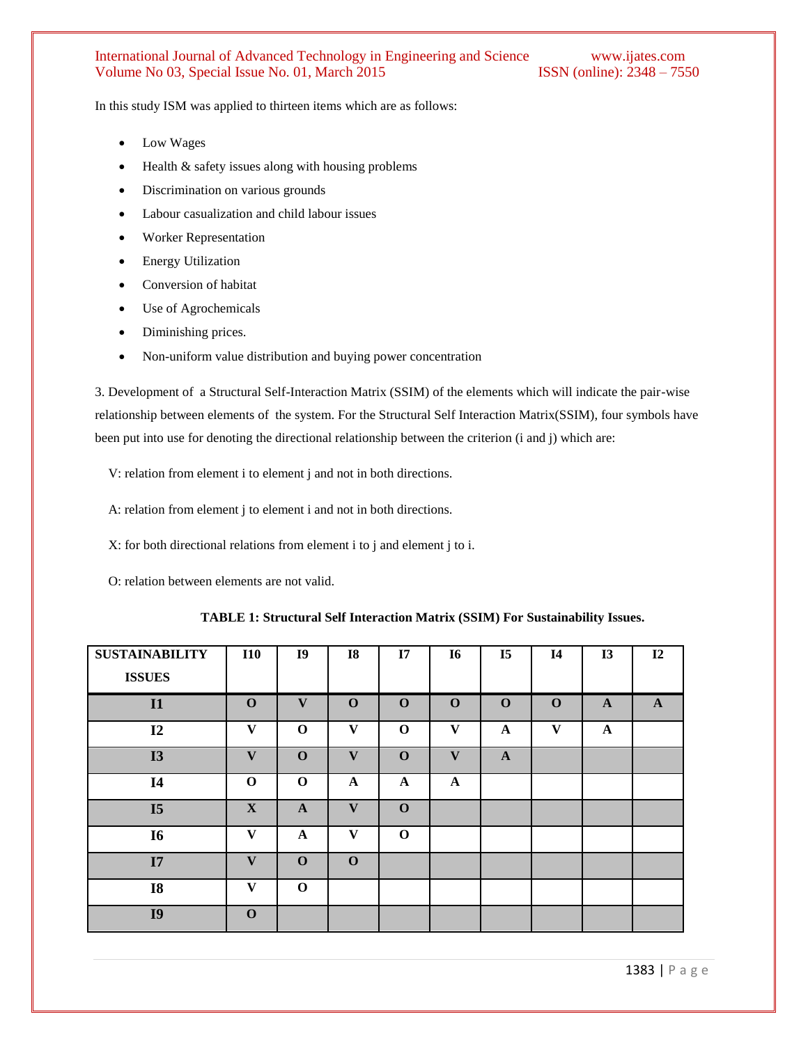In this study ISM was applied to thirteen items which are as follows:

- Low Wages
- Health & safety issues along with housing problems
- Discrimination on various grounds
- Labour casualization and child labour issues
- Worker Representation
- Energy Utilization
- Conversion of habitat
- Use of Agrochemicals
- Diminishing prices.
- Non-uniform value distribution and buying power concentration

3. Development of a Structural Self-Interaction Matrix (SSIM) of the elements which will indicate the pair-wise relationship between elements of the system. For the Structural Self Interaction Matrix(SSIM), four symbols have been put into use for denoting the directional relationship between the criterion (i and j) which are:

V: relation from element i to element j and not in both directions.

A: relation from element j to element i and not in both directions.

X: for both directional relations from element i to j and element j to i.

O: relation between elements are not valid.

**TABLE 1: Structural Self Interaction Matrix (SSIM) For Sustainability Issues.**

| SUSTAINABILITY ISSUES | I10 | I9 | I8 | I7 | I6 | I5 | I4 | I3 | I2 |
|---|---|---|---|---|---|---|---|---|---|
| **I1** | **O** | **V** | **O** | **O** | **O** | **O** | **O** | **A** | **A** |
| **I2** | **V** | **O** | **V** | **O** | **V** | **A** | **V** | **A** | |
| **I3** | **V** | **O** | **V** | **O** | **V** | **A** | | | |
| **I4** | **O** | **O** | **A** | **A** | **A** | | | | |
| **I5** | **X** | **A** | **V** | **O** | | | | | |
| **I6** | **V** | **A** | **V** | **O** | | | | | |
| **I7** | **V** | **O** | **O** | | | | | | |
| **I8** | **V** | **O** | | | | | | | |
| **I9** | **O** | | | | | | | | |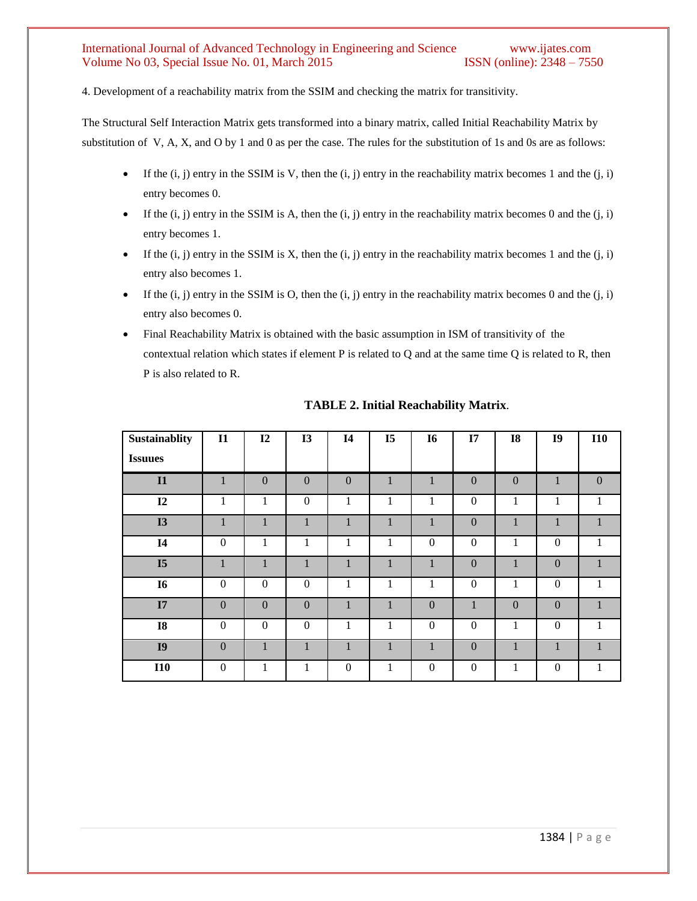4. Development of a reachability matrix from the SSIM and checking the matrix for transitivity.

The Structural Self Interaction Matrix gets transformed into a binary matrix, called Initial Reachability Matrix by substitution of V, A, X, and O by 1 and 0 as per the case. The rules for the substitution of 1s and 0s are as follows:

- If the (i, j) entry in the SSIM is V, then the (i, j) entry in the reachability matrix becomes 1 and the (j, i) entry becomes 0.
- If the (i, j) entry in the SSIM is A, then the (i, j) entry in the reachability matrix becomes 0 and the (j, i) entry becomes 1.
- If the (i, j) entry in the SSIM is X, then the (i, j) entry in the reachability matrix becomes 1 and the (j, i) entry also becomes 1.
- If the (i, j) entry in the SSIM is O, then the (i, j) entry in the reachability matrix becomes 0 and the (j, i) entry also becomes 0.
- Final Reachability Matrix is obtained with the basic assumption in ISM of transitivity of the contextual relation which states if element P is related to Q and at the same time Q is related to R, then P is also related to R.

**TABLE 2. Initial Reachability Matrix**.

| Sustainablity Issuues | I1 | I2 | I3 | I4 | I5 | I6 | I7 | I8 | I9 | I10 |
|---|---|---|---|---|---|---|---|---|---|---|
| **I1** | 1 | 0 | 0 | 0 | 1 | 1 | 0 | 0 | 1 | 0 |
| **I2** | 1 | 1 | 0 | 1 | 1 | 1 | 0 | 1 | 1 | 1 |
| **I3** | 1 | 1 | 1 | 1 | 1 | 1 | 0 | 1 | 1 | 1 |
| **I4** | 0 | 1 | 1 | 1 | 1 | 0 | 0 | 1 | 0 | 1 |
| **I5** | 1 | 1 | 1 | 1 | 1 | 1 | 0 | 1 | 0 | 1 |
| **I6** | 0 | 0 | 0 | 1 | 1 | 1 | 0 | 1 | 0 | 1 |
| **I7** | 0 | 0 | 0 | 1 | 1 | 0 | 1 | 0 | 0 | 1 |
| **I8** | 0 | 0 | 0 | 1 | 1 | 0 | 0 | 1 | 0 | 1 |
| **I9** | 0 | 1 | 1 | 1 | 1 | 1 | 0 | 1 | 1 | 1 |
| **I10** | 0 | 1 | 1 | 0 | 1 | 0 | 0 | 1 | 0 | 1 |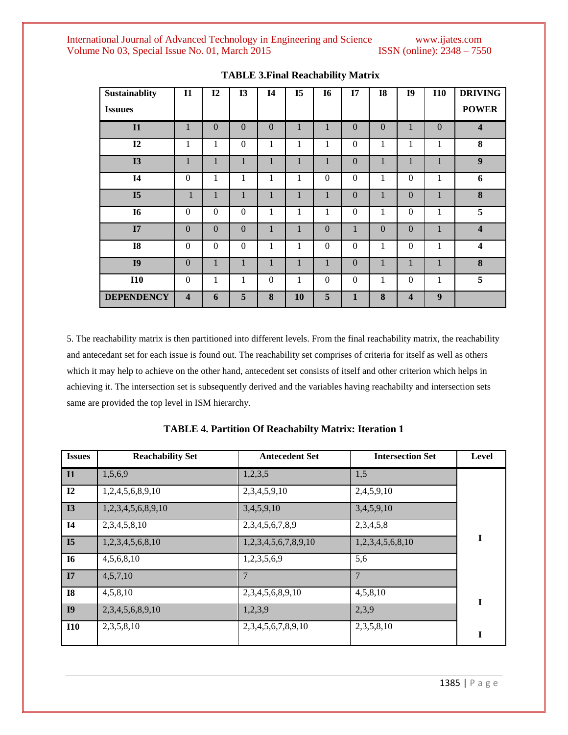**TABLE 3.Final Reachability Matrix**

| Sustainablity Issuues | I1 | I2 | I3 | I4 | I5 | I6 | I7 | I8 | I9 | I10 | DRIVING POWER |
|---|---|---|---|---|---|---|---|---|---|---|---|
| **I1** | 1 | 0 | 0 | 0 | 1 | 1 | 0 | 0 | 1 | 0 | **4** |
| **I2** | 1 | 1 | 0 | 1 | 1 | 1 | 0 | 1 | 1 | 1 | **8** |
| **I3** | 1 | 1 | 1 | 1 | 1 | 1 | 0 | 1 | 1 | 1 | **9** |
| **I4** | 0 | 1 | 1 | 1 | 1 | 0 | 0 | 1 | 0 | 1 | **6** |
| **I5** | 1 | 1 | 1 | 1 | 1 | 1 | 0 | 1 | 0 | 1 | **8** |
| **I6** | 0 | 0 | 0 | 1 | 1 | 1 | 0 | 1 | 0 | 1 | **5** |
| **I7** | 0 | 0 | 0 | 1 | 1 | 0 | 1 | 0 | 0 | 1 | **4** |
| **I8** | 0 | 0 | 0 | 1 | 1 | 0 | 0 | 1 | 0 | 1 | **4** |
| **I9** | 0 | 1 | 1 | 1 | 1 | 1 | 0 | 1 | 1 | 1 | **8** |
| **I10** | 0 | 1 | 1 | 0 | 1 | 0 | 0 | 1 | 0 | 1 | **5** |
| **DEPENDENCY** | **4** | **6** | **5** | **8** | **10** | **5** | **1** | **8** | **4** | **9** | |

5. The reachability matrix is then partitioned into different levels. From the final reachability matrix, the reachability and antecedant set for each issue is found out. The reachability set comprises of criteria for itself as well as others which it may help to achieve on the other hand, antecedent set consists of itself and other criterion which helps in achieving it. The intersection set is subsequently derived and the variables having reachabilty and intersection sets same are provided the top level in ISM hierarchy.

**TABLE 4. Partition Of Reachabilty Matrix: Iteration 1**

| Issues | Reachability Set | Antecedent Set | Intersection Set | Level |
|---|---|---|---|---|
| **I1** | 1,5,6,9 | 1,2,3,5 | 1,5 | |
| **I2** | 1,2,4,5,6,8,9,10 | 2,3,4,5,9,10 | 2,4,5,9,10 | |
| **I3** | 1,2,3,4,5,6,8,9,10 | 3,4,5,9,10 | 3,4,5,9,10 | |
| **I4** | 2,3,4,5,8,10 | 2,3,4,5,6,7,8,9 | 2,3,4,5,8 | |
| **I5** | 1,2,3,4,5,6,8,10 | 1,2,3,4,5,6,7,8,9,10 | 1,2,3,4,5,6,8,10 | **I** |
| **I6** | 4,5,6,8,10 | 1,2,3,5,6,9 | 5,6 | |
| **I7** | 4,5,7,10 | 7 | 7 | |
| **I8** | 4,5,8,10 | 2,3,4,5,6,8,9,10 | 4,5,8,10 | **I** |
| **I9** | 2,3,4,5,6,8,9,10 | 1,2,3,9 | 2,3,9 | |
| **I10** | 2,3,5,8,10 | 2,3,4,5,6,7,8,9,10 | 2,3,5,8,10 | **I** |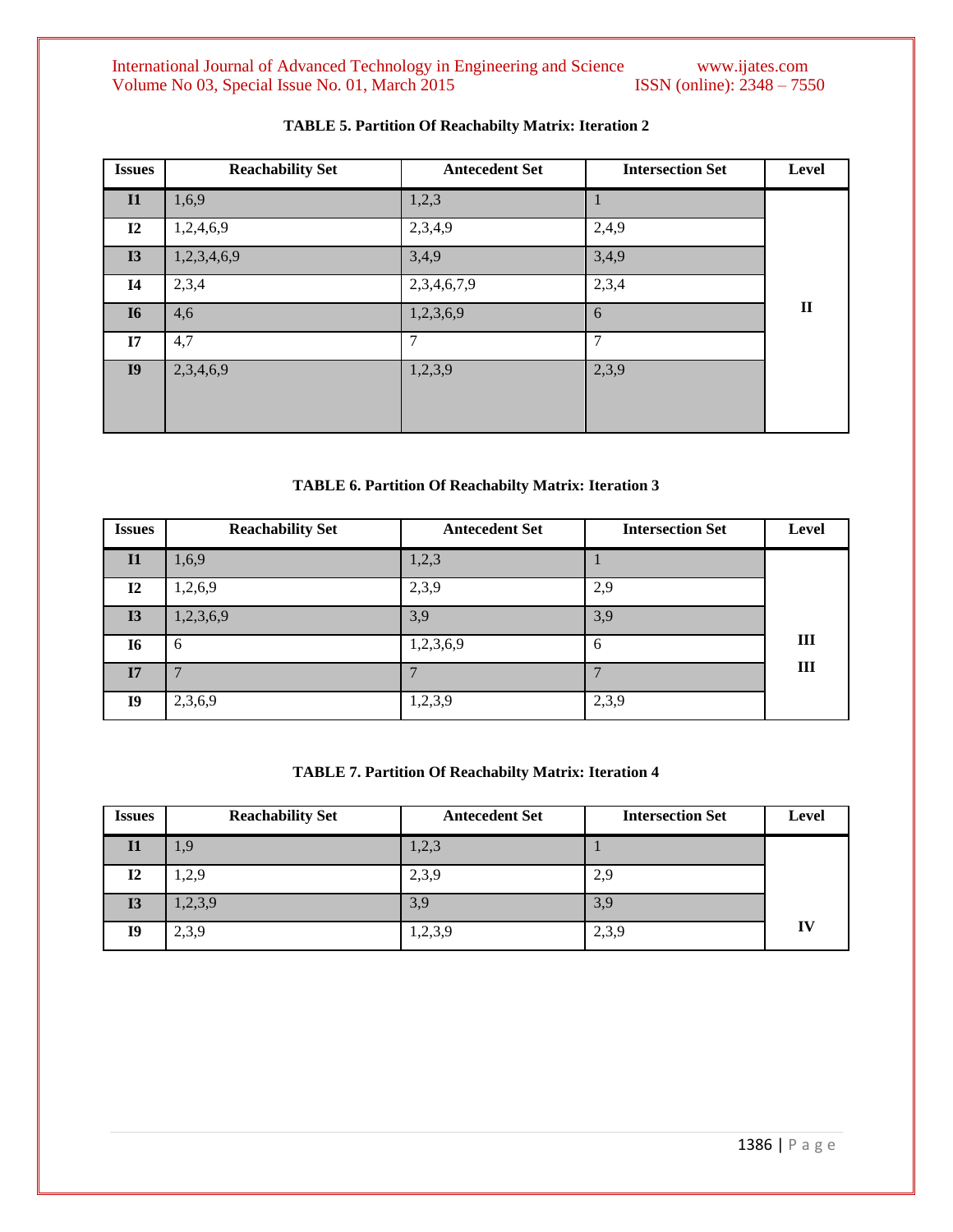**TABLE 5. Partition Of Reachabilty Matrix: Iteration 2**

| Issues | Reachability Set | Antecedent Set | Intersection Set | Level |
|---|---|---|---|---|
| I1 | 1,6,9 | 1,2,3 | 1 | |
| I2 | 1,2,4,6,9 | 2,3,4,9 | 2,4,9 | |
| I3 | 1,2,3,4,6,9 | 3,4,9 | 3,4,9 | |
| I4 | 2,3,4 | 2,3,4,6,7,9 | 2,3,4 | II |
| I6 | 4,6 | 1,2,3,6,9 | 6 | |
| I7 | 4,7 | 7 | 7 | |
| I9 | 2,3,4,6,9 | 1,2,3,9 | 2,3,9 | |

**TABLE 6. Partition Of Reachabilty Matrix: Iteration 3**

| Issues | Reachability Set | Antecedent Set | Intersection Set | Level |
|---|---|---|---|---|
| I1 | 1,6,9 | 1,2,3 | 1 | |
| I2 | 1,2,6,9 | 2,3,9 | 2,9 | |
| I3 | 1,2,3,6,9 | 3,9 | 3,9 | |
| I6 | 6 | 1,2,3,6,9 | 6 | III |
| I7 | 7 | 7 | 7 | III |
| I9 | 2,3,6,9 | 1,2,3,9 | 2,3,9 | |

**TABLE 7. Partition Of Reachabilty Matrix: Iteration 4**

| Issues | Reachability Set | Antecedent Set | Intersection Set | Level |
|---|---|---|---|---|
| I1 | 1,9 | 1,2,3 | 1 | |
| I2 | 1,2,9 | 2,3,9 | 2,9 | |
| I3 | 1,2,3,9 | 3,9 | 3,9 | |
| I9 | 2,3,9 | 1,2,3,9 | 2,3,9 | IV |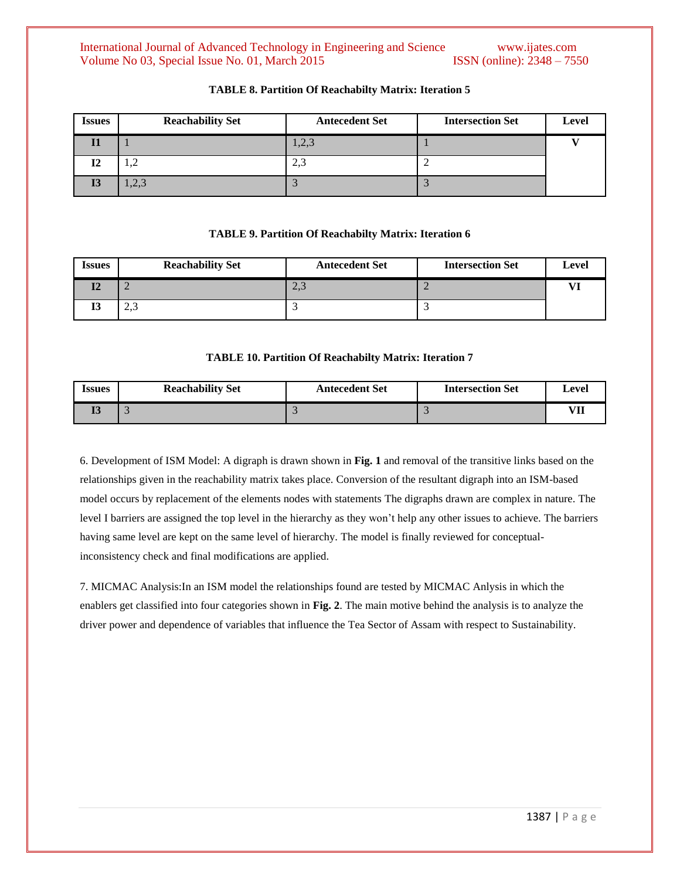**TABLE 8. Partition Of Reachabilty Matrix: Iteration 5**

| Issues | Reachability Set | Antecedent Set | Intersection Set | Level |
|---|---|---|---|---|
| I1 | 1 | 1,2,3 | 1 | V |
| I2 | 1,2 | 2,3 | 2 | |
| I3 | 1,2,3 | 3 | 3 | |

**TABLE 9. Partition Of Reachabilty Matrix: Iteration 6**

| Issues | Reachability Set | Antecedent Set | Intersection Set | Level |
|---|---|---|---|---|
| I2 | 2 | 2,3 | 2 | VI |
| I3 | 2,3 | 3 | 3 | |

**TABLE 10. Partition Of Reachabilty Matrix: Iteration 7**

| Issues | Reachability Set | Antecedent Set | Intersection Set | Level |
|---|---|---|---|---|
| I3 | 3 | 3 | 3 | VII |

6. Development of ISM Model: A digraph is drawn shown in **Fig. 1** and removal of the transitive links based on the relationships given in the reachability matrix takes place. Conversion of the resultant digraph into an ISM-based model occurs by replacement of the elements nodes with statements The digraphs drawn are complex in nature. The level I barriers are assigned the top level in the hierarchy as they won't help any other issues to achieve. The barriers having same level are kept on the same level of hierarchy. The model is finally reviewed for conceptual-inconsistency check and final modifications are applied.

7. MICMAC Analysis:In an ISM model the relationships found are tested by MICMAC Anlysis in which the enablers get classified into four categories shown in **Fig. 2**. The main motive behind the analysis is to analyze the driver power and dependence of variables that influence the Tea Sector of Assam with respect to Sustainability.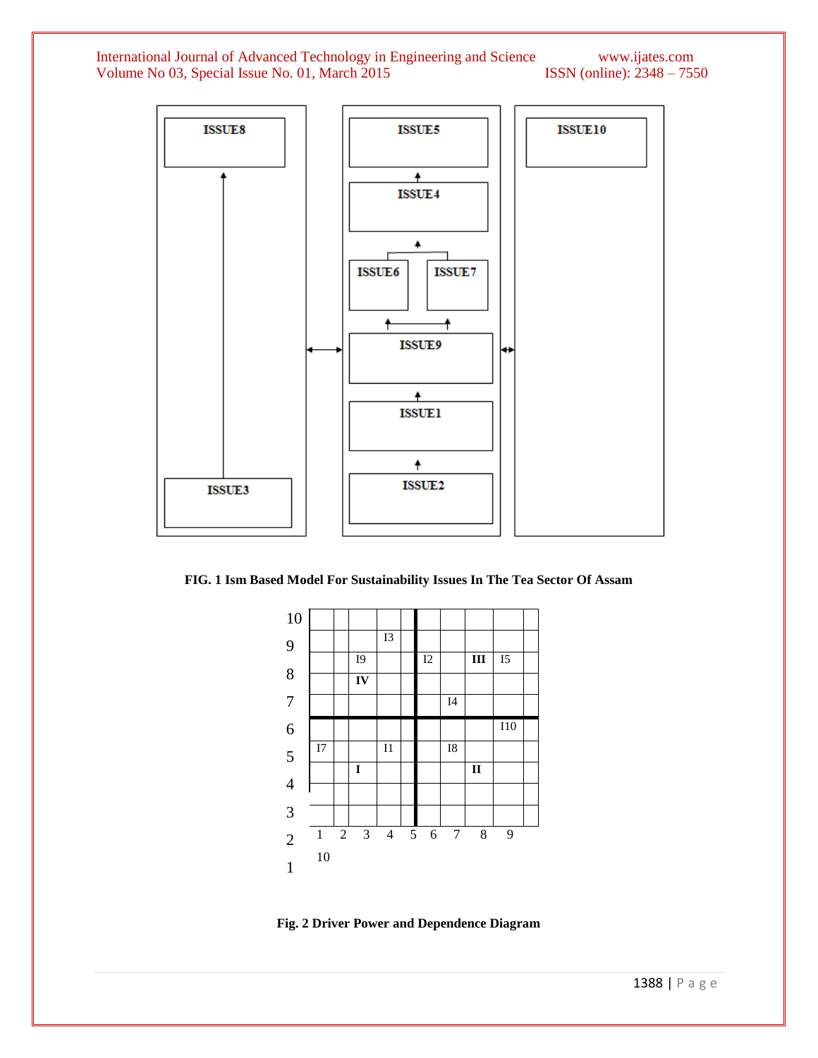ISSUE8

ISSUE3

ISSUE5

ISSUE4

ISSUE6 ISSUE7

ISSUE9

ISSUE1

ISSUE2

ISSUE10

**FIG. 1 Ism Based Model For Sustainability Issues In The Tea Sector Of Assam**

10
9 I3
8 I9 I2 III I5
IV
7 I4
6 I10
5 I7 I1 I8
I II
4
3
2 1 2 3 4 5 6 7 8 9
1 10

**Fig. 2 Driver Power and Dependence Diagram**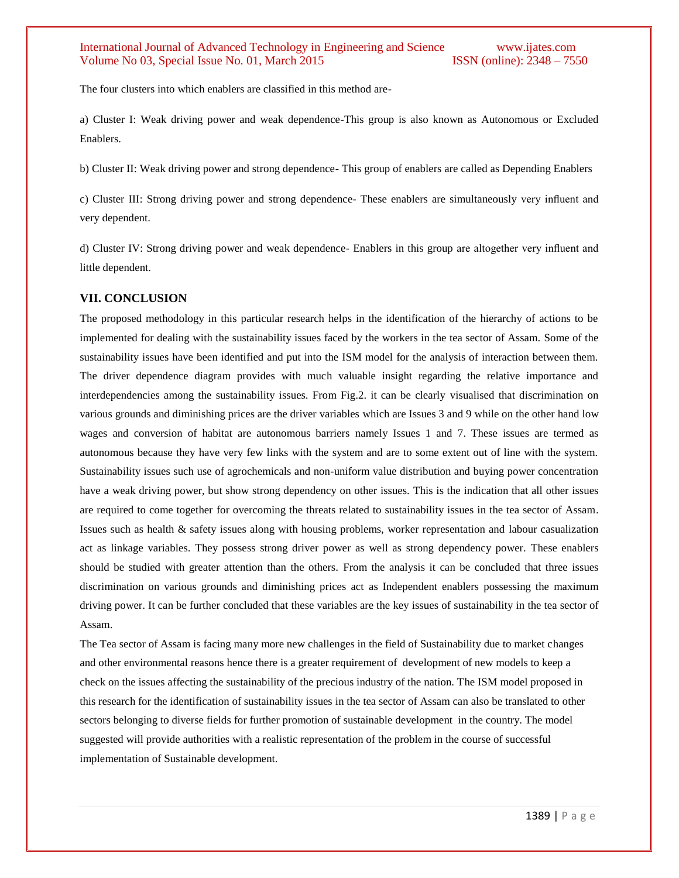The four clusters into which enablers are classified in this method are-

a) Cluster I: Weak driving power and weak dependence-This group is also known as Autonomous or Excluded Enablers.

b) Cluster II: Weak driving power and strong dependence- This group of enablers are called as Depending Enablers

c) Cluster III: Strong driving power and strong dependence- These enablers are simultaneously very influent and very dependent.

d) Cluster IV: Strong driving power and weak dependence- Enablers in this group are altogether very influent and little dependent.

### VII. CONCLUSION

The proposed methodology in this particular research helps in the identification of the hierarchy of actions to be implemented for dealing with the sustainability issues faced by the workers in the tea sector of Assam. Some of the sustainability issues have been identified and put into the ISM model for the analysis of interaction between them. The driver dependence diagram provides with much valuable insight regarding the relative importance and interdependencies among the sustainability issues. From Fig.2. it can be clearly visualised that discrimination on various grounds and diminishing prices are the driver variables which are Issues 3 and 9 while on the other hand low wages and conversion of habitat are autonomous barriers namely Issues 1 and 7. These issues are termed as autonomous because they have very few links with the system and are to some extent out of line with the system. Sustainability issues such use of agrochemicals and non-uniform value distribution and buying power concentration have a weak driving power, but show strong dependency on other issues. This is the indication that all other issues are required to come together for overcoming the threats related to sustainability issues in the tea sector of Assam. Issues such as health & safety issues along with housing problems, worker representation and labour casualization act as linkage variables. They possess strong driver power as well as strong dependency power. These enablers should be studied with greater attention than the others. From the analysis it can be concluded that three issues discrimination on various grounds and diminishing prices act as Independent enablers possessing the maximum driving power. It can be further concluded that these variables are the key issues of sustainability in the tea sector of Assam.

The Tea sector of Assam is facing many more new challenges in the field of Sustainability due to market changes and other environmental reasons hence there is a greater requirement of development of new models to keep a check on the issues affecting the sustainability of the precious industry of the nation. The ISM model proposed in this research for the identification of sustainability issues in the tea sector of Assam can also be translated to other sectors belonging to diverse fields for further promotion of sustainable development in the country. The model suggested will provide authorities with a realistic representation of the problem in the course of successful implementation of Sustainable development.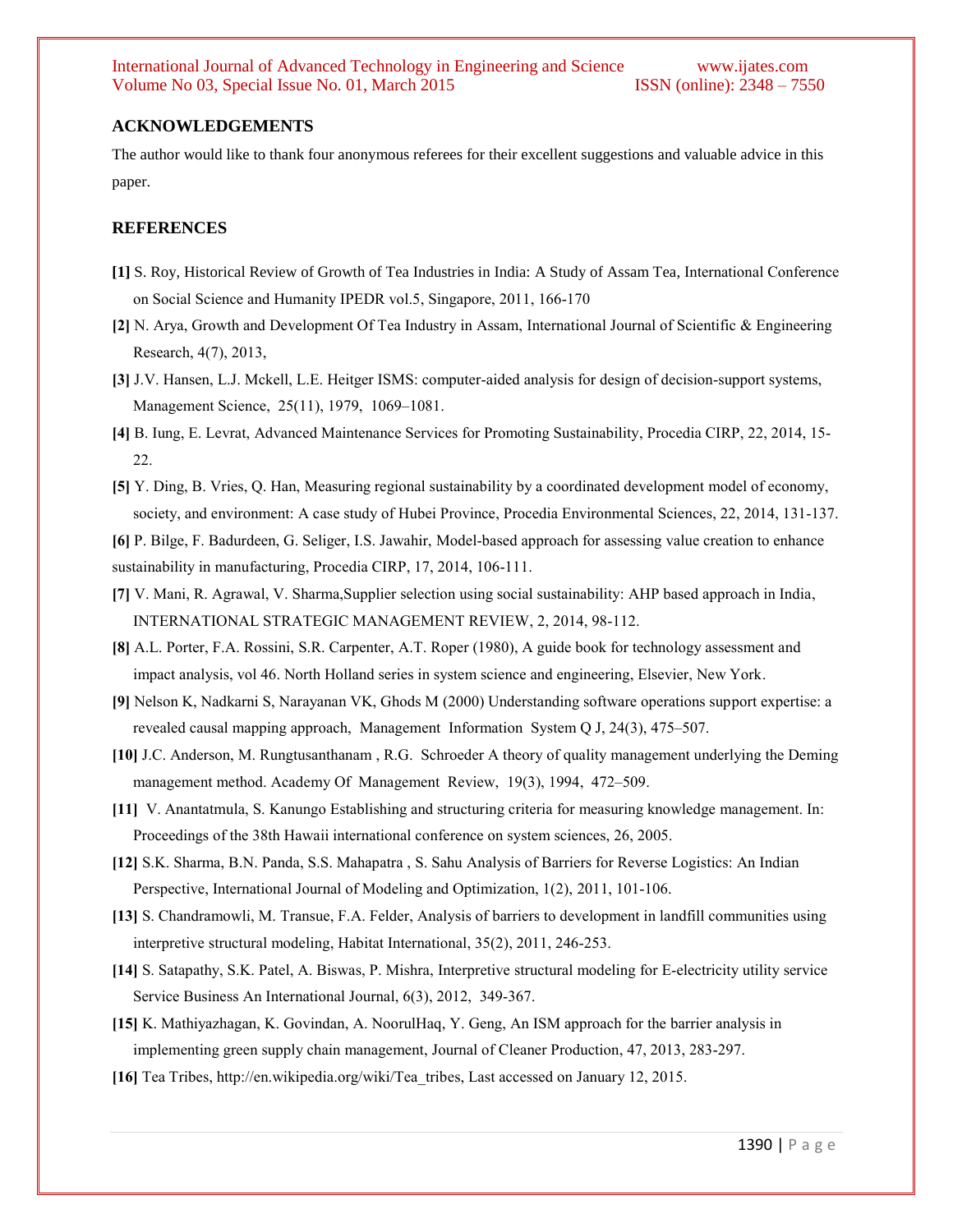## ACKNOWLEDGEMENTS

The author would like to thank four anonymous referees for their excellent suggestions and valuable advice in this paper.

## REFERENCES

**[1]** S. Roy, Historical Review of Growth of Tea Industries in India: A Study of Assam Tea, International Conference on Social Science and Humanity IPEDR vol.5, Singapore, 2011, 166-170

**[2]** N. Arya, Growth and Development Of Tea Industry in Assam, International Journal of Scientific & Engineering Research, 4(7), 2013,

**[3]** J.V. Hansen, L.J. Mckell, L.E. Heitger ISMS: computer-aided analysis for design of decision-support systems, Management Science, 25(11), 1979, 1069–1081.

**[4]** B. Iung, E. Levrat, Advanced Maintenance Services for Promoting Sustainability, Procedia CIRP, 22, 2014, 15-22.

**[5]** Y. Ding, B. Vries, Q. Han, Measuring regional sustainability by a coordinated development model of economy, society, and environment: A case study of Hubei Province, Procedia Environmental Sciences, 22, 2014, 131-137.

**[6]** P. Bilge, F. Badurdeen, G. Seliger, I.S. Jawahir, Model-based approach for assessing value creation to enhance sustainability in manufacturing, Procedia CIRP, 17, 2014, 106-111.

**[7]** V. Mani, R. Agrawal, V. Sharma,Supplier selection using social sustainability: AHP based approach in India, INTERNATIONAL STRATEGIC MANAGEMENT REVIEW, 2, 2014, 98-112.

**[8]** A.L. Porter, F.A. Rossini, S.R. Carpenter, A.T. Roper (1980), A guide book for technology assessment and impact analysis, vol 46. North Holland series in system science and engineering, Elsevier, New York.

**[9]** Nelson K, Nadkarni S, Narayanan VK, Ghods M (2000) Understanding software operations support expertise: a revealed causal mapping approach, Management Information System Q J, 24(3), 475–507.

**[10]** J.C. Anderson, M. Rungtusanthanam , R.G. Schroeder A theory of quality management underlying the Deming management method. Academy Of Management Review, 19(3), 1994, 472–509.

**[11]** V. Anantatmula, S. Kanungo Establishing and structuring criteria for measuring knowledge management. In: Proceedings of the 38th Hawaii international conference on system sciences, 26, 2005.

**[12]** S.K. Sharma, B.N. Panda, S.S. Mahapatra , S. Sahu Analysis of Barriers for Reverse Logistics: An Indian Perspective, International Journal of Modeling and Optimization, 1(2), 2011, 101-106.

**[13]** S. Chandramowli, M. Transue, F.A. Felder, Analysis of barriers to development in landfill communities using interpretive structural modeling, Habitat International, 35(2), 2011, 246-253.

**[14]** S. Satapathy, S.K. Patel, A. Biswas, P. Mishra, Interpretive structural modeling for E-electricity utility service Service Business An International Journal, 6(3), 2012, 349-367.

**[15]** K. Mathiyazhagan, K. Govindan, A. NoorulHaq, Y. Geng, An ISM approach for the barrier analysis in implementing green supply chain management, Journal of Cleaner Production, 47, 2013, 283-297.

**[16]** Tea Tribes, http://en.wikipedia.org/wiki/Tea_tribes, Last accessed on January 12, 2015.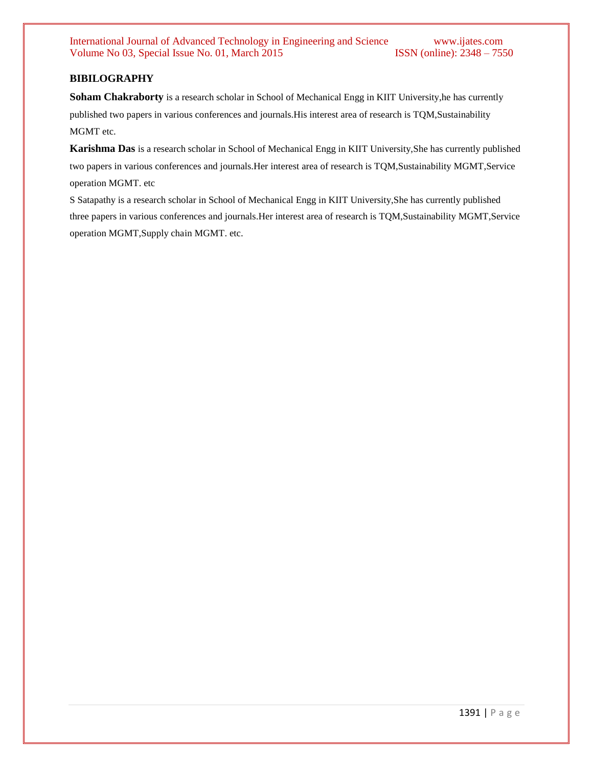## BIBILOGRAPHY

**Soham Chakraborty** is a research scholar in School of Mechanical Engg in KIIT University,he has currently published two papers in various conferences and journals.His interest area of research is TQM,Sustainability MGMT etc.

**Karishma Das** is a research scholar in School of Mechanical Engg in KIIT University,She has currently published two papers in various conferences and journals.Her interest area of research is TQM,Sustainability MGMT,Service operation MGMT. etc

S Satapathy is a research scholar in School of Mechanical Engg in KIIT University,She has currently published three papers in various conferences and journals.Her interest area of research is TQM,Sustainability MGMT,Service operation MGMT,Supply chain MGMT. etc.